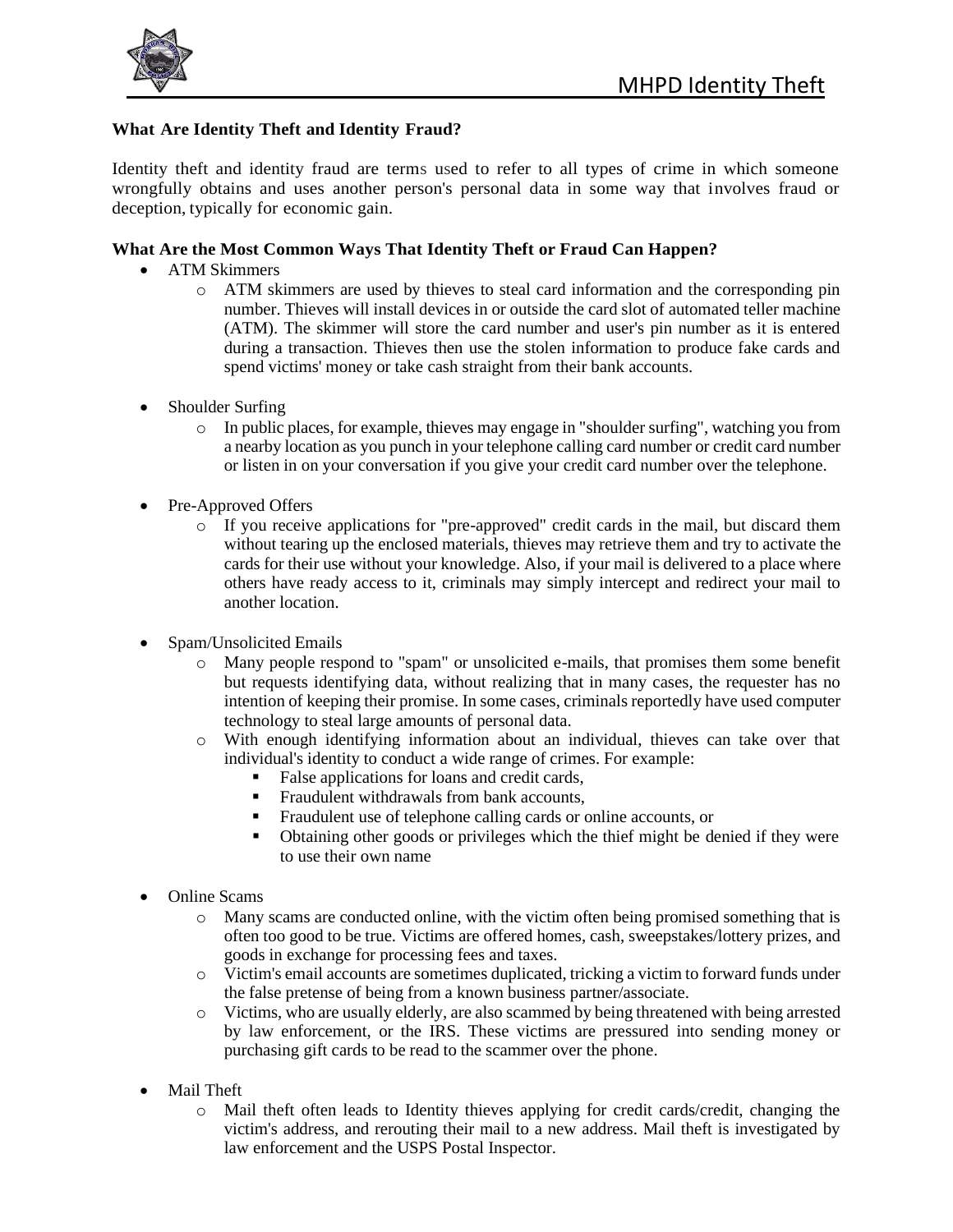# MHPD Identity Theft

**What Are Identity Theft and Identity Fraud?**

Identity theft and identity fraud are terms used to refer to all types of crime in which someone wrongfully obtains and uses another person's personal data in some way that involves fraud or deception, typically for economic gain.

**What Are the Most Common Ways That Identity Theft or Fraud Can Happen?**

- ATM Skimmers
  - ATM skimmers are used by thieves to steal card information and the corresponding pin number. Thieves will install devices in or outside the card slot of automated teller machine (ATM). The skimmer will store the card number and user's pin number as it is entered during a transaction. Thieves then use the stolen information to produce fake cards and spend victims' money or take cash straight from their bank accounts.
- Shoulder Surfing
  - In public places, for example, thieves may engage in "shoulder surfing", watching you from a nearby location as you punch in your telephone calling card number or credit card number or listen in on your conversation if you give your credit card number over the telephone.
- Pre-Approved Offers
  - If you receive applications for "pre-approved" credit cards in the mail, but discard them without tearing up the enclosed materials, thieves may retrieve them and try to activate the cards for their use without your knowledge. Also, if your mail is delivered to a place where others have ready access to it, criminals may simply intercept and redirect your mail to another location.
- Spam/Unsolicited Emails
  - Many people respond to "spam" or unsolicited e-mails, that promises them some benefit but requests identifying data, without realizing that in many cases, the requester has no intention of keeping their promise. In some cases, criminals reportedly have used computer technology to steal large amounts of personal data.
  - With enough identifying information about an individual, thieves can take over that individual's identity to conduct a wide range of crimes. For example:
    - False applications for loans and credit cards,
    - Fraudulent withdrawals from bank accounts,
    - Fraudulent use of telephone calling cards or online accounts, or
    - Obtaining other goods or privileges which the thief might be denied if they were to use their own name
- Online Scams
  - Many scams are conducted online, with the victim often being promised something that is often too good to be true. Victims are offered homes, cash, sweepstakes/lottery prizes, and goods in exchange for processing fees and taxes.
  - Victim's email accounts are sometimes duplicated, tricking a victim to forward funds under the false pretense of being from a known business partner/associate.
  - Victims, who are usually elderly, are also scammed by being threatened with being arrested by law enforcement, or the IRS. These victims are pressured into sending money or purchasing gift cards to be read to the scammer over the phone.
- Mail Theft
  - Mail theft often leads to Identity thieves applying for credit cards/credit, changing the victim's address, and rerouting their mail to a new address. Mail theft is investigated by law enforcement and the USPS Postal Inspector.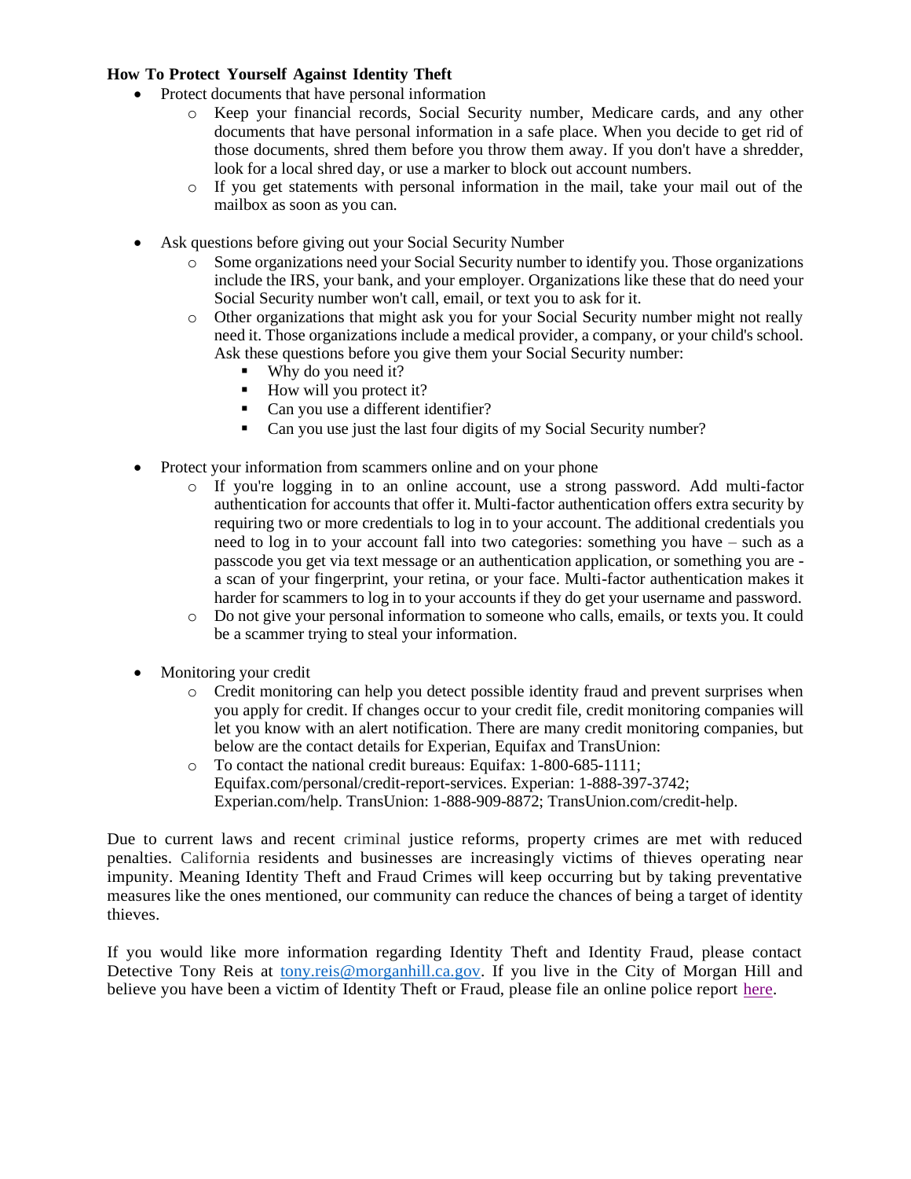**How To Protect Yourself Against Identity Theft**

- Protect documents that have personal information
    - Keep your financial records, Social Security number, Medicare cards, and any other documents that have personal information in a safe place. When you decide to get rid of those documents, shred them before you throw them away. If you don't have a shredder, look for a local shred day, or use a marker to block out account numbers.
    - If you get statements with personal information in the mail, take your mail out of the mailbox as soon as you can.

- Ask questions before giving out your Social Security Number
    - Some organizations need your Social Security number to identify you. Those organizations include the IRS, your bank, and your employer. Organizations like these that do need your Social Security number won't call, email, or text you to ask for it.
    - Other organizations that might ask you for your Social Security number might not really need it. Those organizations include a medical provider, a company, or your child's school. Ask these questions before you give them your Social Security number:
        - Why do you need it?
        - How will you protect it?
        - Can you use a different identifier?
        - Can you use just the last four digits of my Social Security number?

- Protect your information from scammers online and on your phone
    - If you're logging in to an online account, use a strong password. Add multi-factor authentication for accounts that offer it. Multi-factor authentication offers extra security by requiring two or more credentials to log in to your account. The additional credentials you need to log in to your account fall into two categories: something you have – such as a passcode you get via text message or an authentication application, or something you are - a scan of your fingerprint, your retina, or your face. Multi-factor authentication makes it harder for scammers to log in to your accounts if they do get your username and password.
    - Do not give your personal information to someone who calls, emails, or texts you. It could be a scammer trying to steal your information.

- Monitoring your credit
    - Credit monitoring can help you detect possible identity fraud and prevent surprises when you apply for credit. If changes occur to your credit file, credit monitoring companies will let you know with an alert notification. There are many credit monitoring companies, but below are the contact details for Experian, Equifax and TransUnion:
    - To contact the national credit bureaus: Equifax: 1-800-685-1111; Equifax.com/personal/credit-report-services. Experian: 1-888-397-3742; Experian.com/help. TransUnion: 1-888-909-8872; TransUnion.com/credit-help.

Due to current laws and recent criminal justice reforms, property crimes are met with reduced penalties. California residents and businesses are increasingly victims of thieves operating near impunity. Meaning Identity Theft and Fraud Crimes will keep occurring but by taking preventative measures like the ones mentioned, our community can reduce the chances of being a target of identity thieves.

If you would like more information regarding Identity Theft and Identity Fraud, please contact Detective Tony Reis at tony.reis@morganhill.ca.gov. If you live in the City of Morgan Hill and believe you have been a victim of Identity Theft or Fraud, please file an online police report here.